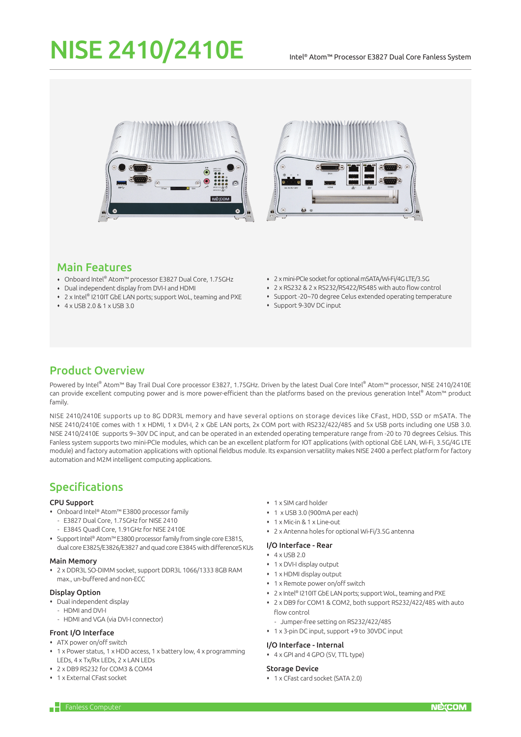# NISE 2410/2410E

Intel® Atom™ Processor E3827 Dual Core Fanless System

## Main Features

- Onboard Intel® Atom™ processor E3827 Dual Core, 1.75GHz
- Dual independent display from DVI-I and HDMI
- 2 x Intel® I210IT GbE LAN ports; support WoL, teaming and PXE
- 4 x USB 2.0 & 1 x USB 3.0
- 2 x mini-PCIe socket for optional mSATA/Wi-Fi/4G LTE/3.5G
- 2 x RS232 & 2 x RS232/RS422/RS485 with auto flow control
- Support -20~70 degree Celus extended operating temperature
- Support 9-30V DC input

## Product Overview

Powered by Intel® Atom™ Bay Trail Dual Core processor E3827, 1.75GHz. Driven by the latest Dual Core Intel® Atom™ processor, NISE 2410/2410E can provide excellent computing power and is more power-efficient than the platforms based on the previous generation Intel® Atom™ product family.

NISE 2410/2410E supports up to 8G DDR3L memory and have several options on storage devices like CFast, HDD, SSD or mSATA. The NISE 2410/2410E comes with 1 x HDMI, 1 x DVI-I, 2 x GbE LAN ports, 2x COM port with RS232/422/485 and 5x USB ports including one USB 3.0. NISE 2410/2410E supports 9~30V DC input, and can be operated in an extended operating temperature range from -20 to 70 degrees Celsius. This Fanless system supports two mini-PCIe modules, which can be an excellent platform for IOT applications (with optional GbE LAN, Wi-Fi, 3.5G/4G LTE module) and factory automation applications with optional fieldbus module. Its expansion versatility makes NISE 2400 a perfect platform for factory automation and M2M intelligent computing applications.

## Specifications

### CPU Support

- Onboard Intel® Atom™ E3800 processor family
  - E3827 Dual Core, 1.75GHz for NISE 2410
  - E3845 Quadl Core, 1.91GHz for NISE 2410E
- Support Intel® Atom™ E3800 processor family from single core E3815, dual core E3825/E3826/E3827 and quad core E3845 with differenceS KUs

### Main Memory

- 2 x DDR3L SO-DIMM socket, support DDR3L 1066/1333 8GB RAM max., un-buffered and non-ECC

### Display Option

- Dual independent display
  - HDMI and DVI-I
  - HDMI and VGA (via DVI-I connector)

### Front I/O Interface

- ATX power on/off switch
- 1 x Power status, 1 x HDD access, 1 x battery low, 4 x programming LEDs, 4 x Tx/Rx LEDs, 2 x LAN LEDs
- 2 x DB9 RS232 for COM3 & COM4
- 1 x External CFast socket
- 1 x SIM card holder
- 1 x USB 3.0 (900mA per each)
- 1 x Mic-in & 1 x Line-out
- 2 x Antenna holes for optional Wi-Fi/3.5G antenna

### I/O Interface - Rear

- 4 x USB 2.0
- 1 x DVI-I display output
- 1 x HDMI display output
- 1 x Remote power on/off switch
- 2 x Intel® I210IT GbE LAN ports; support WoL, teaming and PXE
- 2 x DB9 for COM1 & COM2, both support RS232/422/485 with auto flow control
  - Jumper-free setting on RS232/422/485
- 1 x 3-pin DC input, support +9 to 30VDC input

### I/O Interface - Internal

- 4 x GPI and 4 GPO (5V, TTL type)

### Storage Device

- 1 x CFast card socket (SATA 2.0)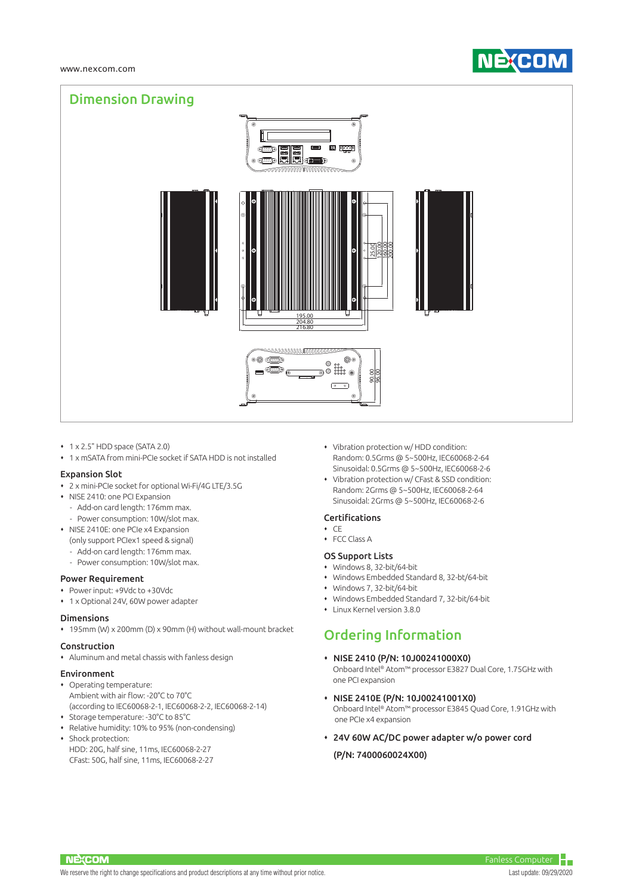## Dimension Drawing

25.00
120.00
160.00
200.00
195.00
204.80
216.80
90.00
96.00

- 1 x 2.5" HDD space (SATA 2.0)
- 1 x mSATA from mini-PCIe socket if SATA HDD is not installed

### Expansion Slot

- 2 x mini-PCIe socket for optional Wi-Fi/4G LTE/3.5G
- NISE 2410: one PCI Expansion
  - Add-on card length: 176mm max.
  - Power consumption: 10W/slot max.
- NISE 2410E: one PCIe x4 Expansion
  (only support PCIex1 speed & signal)
  - Add-on card length: 176mm max.
  - Power consumption: 10W/slot max.

### Power Requirement

- Power input: +9Vdc to +30Vdc
- 1 x Optional 24V, 60W power adapter

### Dimensions

- 195mm (W) x 200mm (D) x 90mm (H) without wall-mount bracket

### Construction

- Aluminum and metal chassis with fanless design

### Environment

- Operating temperature:
  Ambient with air flow: -20°C to 70°C
  (according to IEC60068-2-1, IEC60068-2-2, IEC60068-2-14)
- Storage temperature: -30°C to 85°C
- Relative humidity: 10% to 95% (non-condensing)
- Shock protection:
  HDD: 20G, half sine, 11ms, IEC60068-2-27
  CFast: 50G, half sine, 11ms, IEC60068-2-27
- Vibration protection w/ HDD condition:
  Random: 0.5Grms @ 5~500Hz, IEC60068-2-64
  Sinusoidal: 0.5Grms @ 5~500Hz, IEC60068-2-6
- Vibration protection w/ CFast & SSD condition:
  Random: 2Grms @ 5~500Hz, IEC60068-2-64
  Sinusoidal: 2Grms @ 5~500Hz, IEC60068-2-6

### Certifications

- CE
- FCC Class A

### OS Support Lists

- Windows 8, 32-bit/64-bit
- Windows Embedded Standard 8, 32-bt/64-bit
- Windows 7, 32-bit/64-bit
- Windows Embedded Standard 7, 32-bit/64-bit
- Linux Kernel version 3.8.0

## Ordering Information

- **NISE 2410 (P/N: 10J00241000X0)**
  Onboard Intel® Atom™ processor E3827 Dual Core, 1.75GHz with one PCI expansion
- **NISE 2410E (P/N: 10J00241001X0)**
  Onboard Intel® Atom™ processor E3845 Quad Core, 1.91GHz with one PCIe x4 expansion
- **24V 60W AC/DC power adapter w/o power cord (P/N: 7400060024X00)**

We reserve the right to change specifications and product descriptions at any time without prior notice.

Last update: 09/29/2020